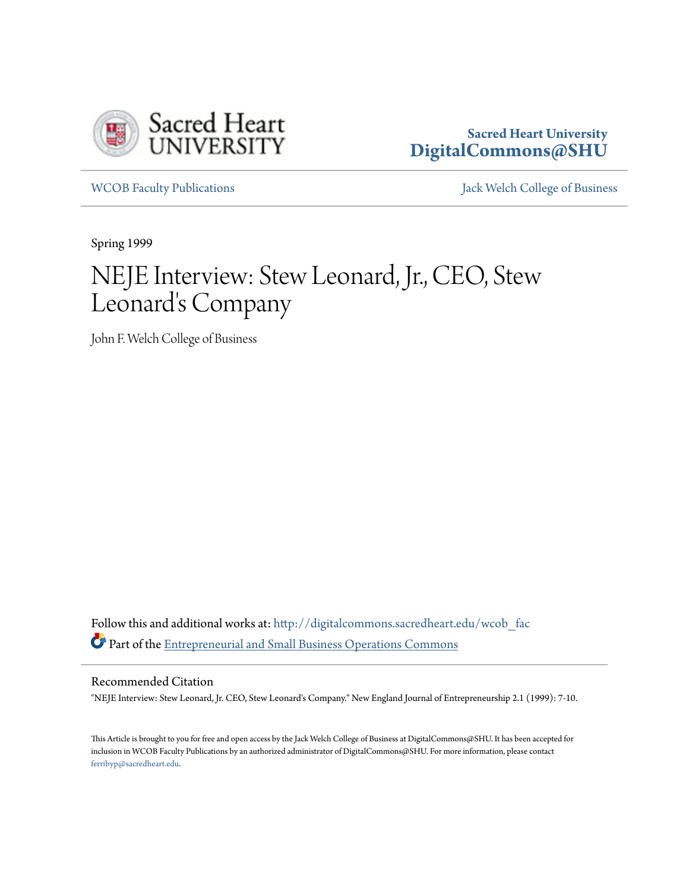Sacred Heart University
DigitalCommons@SHU

WCOB Faculty Publications | Jack Welch College of Business

Spring 1999

# NEJE Interview: Stew Leonard, Jr., CEO, Stew Leonard's Company

John F. Welch College of Business

Follow this and additional works at: http://digitalcommons.sacredheart.edu/wcob_fac

Part of the Entrepreneurial and Small Business Operations Commons

## Recommended Citation

"NEJE Interview: Stew Leonard, Jr. CEO, Stew Leonard's Company." New England Journal of Entrepreneurship 2.1 (1999): 7-10.

This Article is brought to you for free and open access by the Jack Welch College of Business at DigitalCommons@SHU. It has been accepted for inclusion in WCOB Faculty Publications by an authorized administrator of DigitalCommons@SHU. For more information, please contact ferribyp@sacredheart.edu.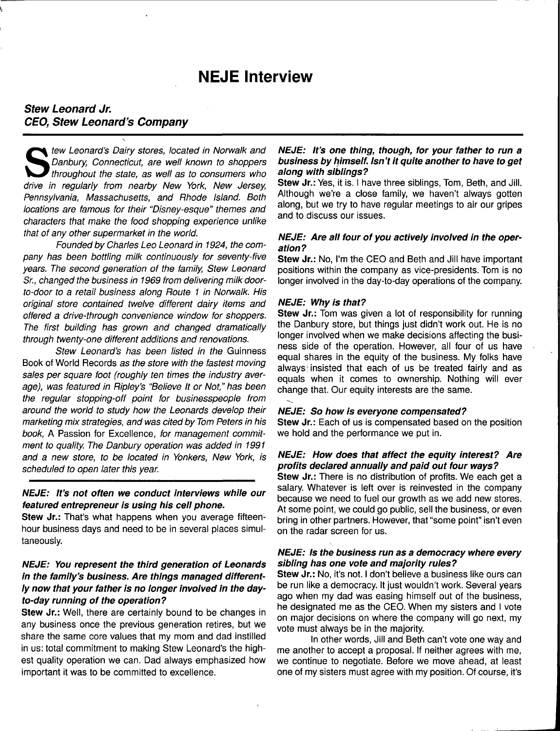# NEJE Interview

## *Stew Leonard Jr.*
## *CEO, Stew Leonard's Company*

*Stew Leonard's Dairy stores, located in Norwalk and Danbury, Connecticut, are well known to shoppers throughout the state, as well as to consumers who drive in regularly from nearby New York, New Jersey, Pennsylvania, Massachusetts, and Rhode Island. Both locations are famous for their "Disney-esque" themes and characters that make the food shopping experience unlike that of any other supermarket in the world.*

*Founded by Charles Leo Leonard in 1924, the company has been bottling milk continuously for seventy-five years. The second generation of the family, Stew Leonard Sr., changed the business in 1969 from delivering milk door-to-door to a retail business along Route 1 in Norwalk. His original store contained twelve different dairy items and offered a drive-through convenience window for shoppers. The first building has grown and changed dramatically through twenty-one different additions and renovations.*

*Stew Leonard's has been listed in the* Guinness Book of World Records *as the store with the fastest moving sales per square foot (roughly ten times the industry average), was featured in Ripley's "Believe It or Not," has been the regular stopping-off point for businesspeople from around the world to study how the Leonards develop their marketing mix strategies, and was cited by Tom Peters in his book,* A Passion for Excellence, *for management commitment to quality. The Danbury operation was added in 1991 and a new store, to be located in Yonkers, New York, is scheduled to open later this year.*

***NEJE: It's not often we conduct interviews while our featured entrepreneur is using his cell phone.***

**Stew Jr.:** That's what happens when you average fifteen-hour business days and need to be in several places simultaneously.

***NEJE: You represent the third generation of Leonards in the family's business. Are things managed differently now that your father is no longer involved in the day-to-day running of the operation?***

**Stew Jr.:** Well, there are certainly bound to be changes in any business once the previous generation retires, but we share the same core values that my mom and dad instilled in us: total commitment to making Stew Leonard's the highest quality operation we can. Dad always emphasized how important it was to be committed to excellence.

***NEJE: It's one thing, though, for your father to run a business by himself. Isn't it quite another to have to get along with siblings?***

**Stew Jr.:** Yes, it is. I have three siblings, Tom, Beth, and Jill. Although we're a close family, we haven't always gotten along, but we try to have regular meetings to air our gripes and to discuss our issues.

***NEJE: Are all four of you actively involved in the operation?***

**Stew Jr.:** No, I'm the CEO and Beth and Jill have important positions within the company as vice-presidents. Tom is no longer involved in the day-to-day operations of the company.

***NEJE: Why is that?***

**Stew Jr.:** Tom was given a lot of responsibility for running the Danbury store, but things just didn't work out. He is no longer involved when we make decisions affecting the business side of the operation. However, all four of us have equal shares in the equity of the business. My folks have always insisted that each of us be treated fairly and as equals when it comes to ownership. Nothing will ever change that. Our equity interests are the same.

***NEJE: So how is everyone compensated?***

**Stew Jr.:** Each of us is compensated based on the position we hold and the performance we put in.

***NEJE: How does that affect the equity interest? Are profits declared annually and paid out four ways?***

**Stew Jr.:** There is no distribution of profits. We each get a salary. Whatever is left over is reinvested in the company because we need to fuel our growth as we add new stores. At some point, we could go public, sell the business, or even bring in other partners. However, that "some point" isn't even on the radar screen for us.

***NEJE: Is the business run as a democracy where every sibling has one vote and majority rules?***

**Stew Jr.:** No, it's not. I don't believe a business like ours can be run like a democracy. It just wouldn't work. Several years ago when my dad was easing himself out of the business, he designated me as the CEO. When my sisters and I vote on major decisions on where the company will go next, my vote must always be in the majority.

In other words, Jill and Beth can't vote one way and me another to accept a proposal. If neither agrees with me, we continue to negotiate. Before we move ahead, at least one of my sisters must agree with my position. Of course, it's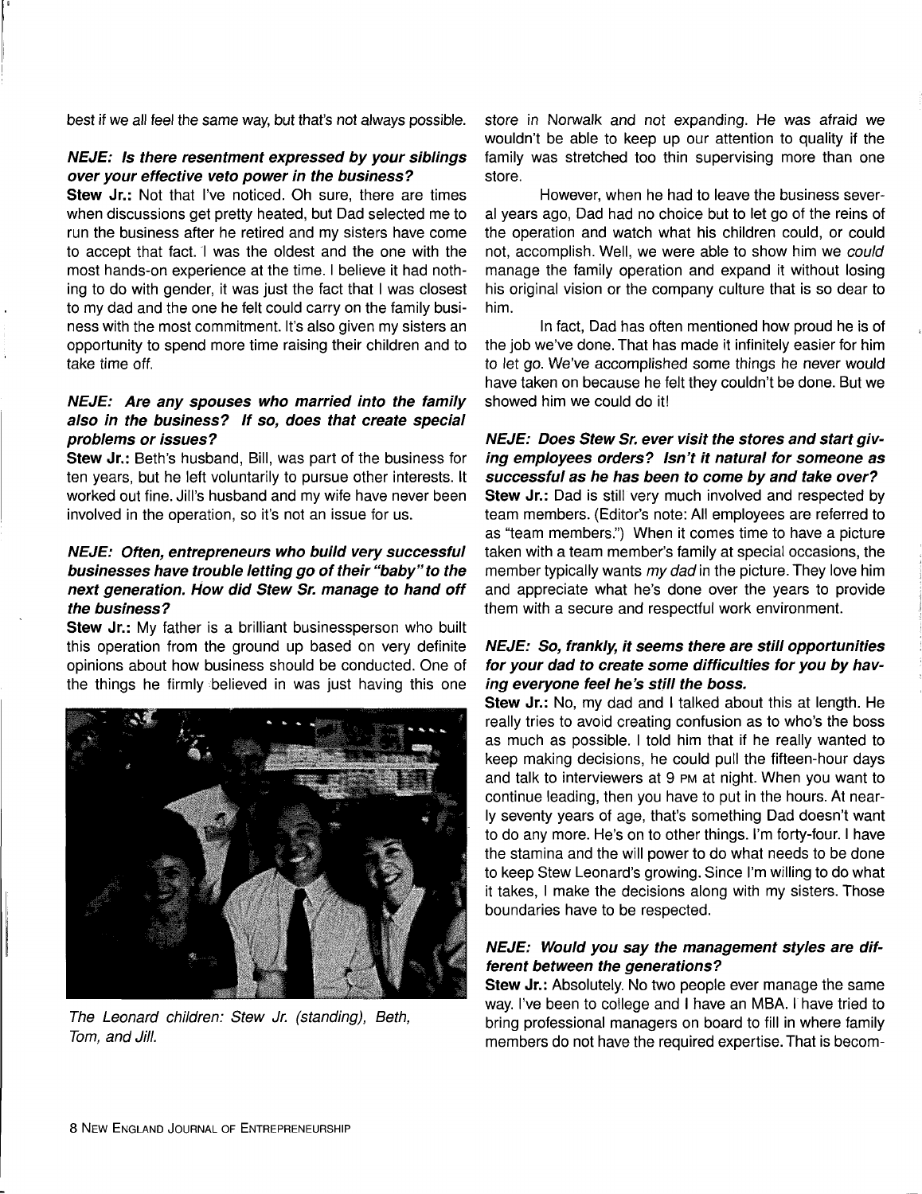best if we all feel the same way, but that's not always possible.

***NEJE: Is there resentment expressed by your siblings over your effective veto power in the business?***

**Stew Jr.:** Not that I've noticed. Oh sure, there are times when discussions get pretty heated, but Dad selected me to run the business after he retired and my sisters have come to accept that fact. I was the oldest and the one with the most hands-on experience at the time. I believe it had nothing to do with gender, it was just the fact that I was closest to my dad and the one he felt could carry on the family business with the most commitment. It's also given my sisters an opportunity to spend more time raising their children and to take time off.

***NEJE: Are any spouses who married into the family also in the business? If so, does that create special problems or issues?***

**Stew Jr.:** Beth's husband, Bill, was part of the business for ten years, but he left voluntarily to pursue other interests. It worked out fine. Jill's husband and my wife have never been involved in the operation, so it's not an issue for us.

***NEJE: Often, entrepreneurs who build very successful businesses have trouble letting go of their "baby" to the next generation. How did Stew Sr. manage to hand off the business?***

**Stew Jr.:** My father is a brilliant businessperson who built this operation from the ground up based on very definite opinions about how business should be conducted. One of the things he firmly believed in was just having this one store in Norwalk and not expanding. He was afraid we wouldn't be able to keep up our attention to quality if the family was stretched too thin supervising more than one store.

However, when he had to leave the business several years ago, Dad had no choice but to let go of the reins of the operation and watch what his children could, or could not, accomplish. Well, we were able to show him we *could* manage the family operation and expand it without losing his original vision or the company culture that is so dear to him.

In fact, Dad has often mentioned how proud he is of the job we've done. That has made it infinitely easier for him to let go. We've accomplished some things he never would have taken on because he felt they couldn't be done. But we showed him we could do it!

*The Leonard children: Stew Jr. (standing), Beth, Tom, and Jill.*

***NEJE: Does Stew Sr. ever visit the stores and start giving employees orders? Isn't it natural for someone as successful as he has been to come by and take over?***

**Stew Jr.:** Dad is still very much involved and respected by team members. (Editor's note: All employees are referred to as "team members.") When it comes time to have a picture taken with a team member's family at special occasions, the member typically wants *my dad* in the picture. They love him and appreciate what he's done over the years to provide them with a secure and respectful work environment.

***NEJE: So, frankly, it seems there are still opportunities for your dad to create some difficulties for you by having everyone feel he's still the boss.***

**Stew Jr.:** No, my dad and I talked about this at length. He really tries to avoid creating confusion as to who's the boss as much as possible. I told him that if he really wanted to keep making decisions, he could pull the fifteen-hour days and talk to interviewers at 9 PM at night. When you want to continue leading, then you have to put in the hours. At nearly seventy years of age, that's something Dad doesn't want to do any more. He's on to other things. I'm forty-four. I have the stamina and the will power to do what needs to be done to keep Stew Leonard's growing. Since I'm willing to do what it takes, I make the decisions along with my sisters. Those boundaries have to be respected.

***NEJE: Would you say the management styles are different between the generations?***

**Stew Jr.:** Absolutely. No two people ever manage the same way. I've been to college and I have an MBA. I have tried to bring professional managers on board to fill in where family members do not have the required expertise. That is becom-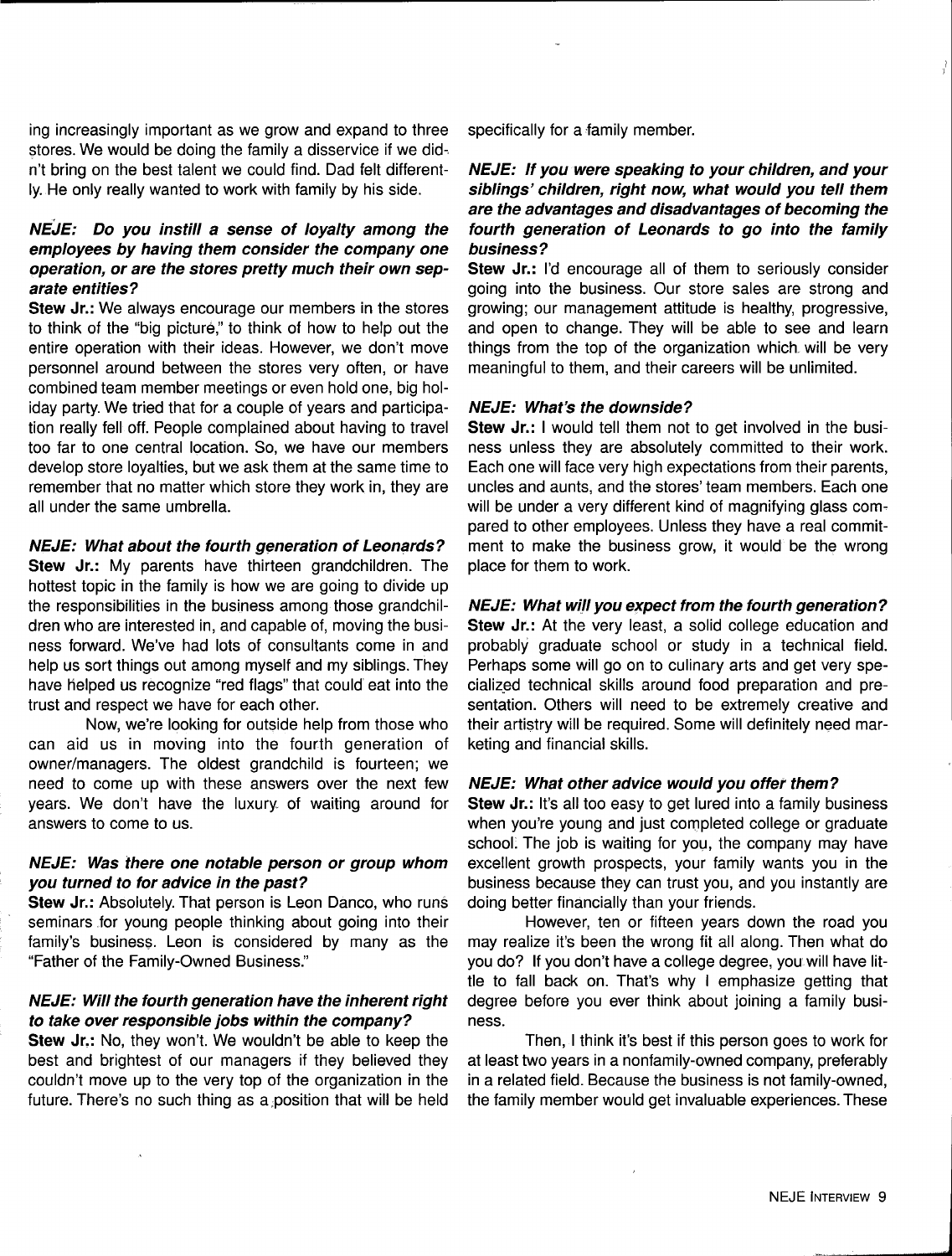ing increasingly important as we grow and expand to three stores. We would be doing the family a disservice if we didn't bring on the best talent we could find. Dad felt differently. He only really wanted to work with family by his side.

***NEJE: Do you instill a sense of loyalty among the employees by having them consider the company one operation, or are the stores pretty much their own separate entities?***

**Stew Jr.:** We always encourage our members in the stores to think of the "big picture," to think of how to help out the entire operation with their ideas. However, we don't move personnel around between the stores very often, or have combined team member meetings or even hold one, big holiday party. We tried that for a couple of years and participation really fell off. People complained about having to travel too far to one central location. So, we have our members develop store loyalties, but we ask them at the same time to remember that no matter which store they work in, they are all under the same umbrella.

***NEJE: What about the fourth generation of Leonards?***

**Stew Jr.:** My parents have thirteen grandchildren. The hottest topic in the family is how we are going to divide up the responsibilities in the business among those grandchildren who are interested in, and capable of, moving the business forward. We've had lots of consultants come in and help us sort things out among myself and my siblings. They have helped us recognize "red flags" that could eat into the trust and respect we have for each other.

Now, we're looking for outside help from those who can aid us in moving into the fourth generation of owner/managers. The oldest grandchild is fourteen; we need to come up with these answers over the next few years. We don't have the luxury of waiting around for answers to come to us.

***NEJE: Was there one notable person or group whom you turned to for advice in the past?***

**Stew Jr.:** Absolutely. That person is Leon Danco, who runs seminars for young people thinking about going into their family's business. Leon is considered by many as the "Father of the Family-Owned Business."

***NEJE: Will the fourth generation have the inherent right to take over responsible jobs within the company?***

**Stew Jr.:** No, they won't. We wouldn't be able to keep the best and brightest of our managers if they believed they couldn't move up to the very top of the organization in the future. There's no such thing as a position that will be held specifically for a family member.

***NEJE: If you were speaking to your children, and your siblings' children, right now, what would you tell them are the advantages and disadvantages of becoming the fourth generation of Leonards to go into the family business?***

**Stew Jr.:** I'd encourage all of them to seriously consider going into the business. Our store sales are strong and growing; our management attitude is healthy, progressive, and open to change. They will be able to see and learn things from the top of the organization which will be very meaningful to them, and their careers will be unlimited.

***NEJE: What's the downside?***

**Stew Jr.:** I would tell them not to get involved in the business unless they are absolutely committed to their work. Each one will face very high expectations from their parents, uncles and aunts, and the stores' team members. Each one will be under a very different kind of magnifying glass compared to other employees. Unless they have a real commitment to make the business grow, it would be the wrong place for them to work.

***NEJE: What will you expect from the fourth generation?***

**Stew Jr.:** At the very least, a solid college education and probably graduate school or study in a technical field. Perhaps some will go on to culinary arts and get very specialized technical skills around food preparation and presentation. Others will need to be extremely creative and their artistry will be required. Some will definitely need marketing and financial skills.

***NEJE: What other advice would you offer them?***

**Stew Jr.:** It's all too easy to get lured into a family business when you're young and just completed college or graduate school. The job is waiting for you, the company may have excellent growth prospects, your family wants you in the business because they can trust you, and you instantly are doing better financially than your friends.

However, ten or fifteen years down the road you may realize it's been the wrong fit all along. Then what do you do? If you don't have a college degree, you will have little to fall back on. That's why I emphasize getting that degree before you ever think about joining a family business.

Then, I think it's best if this person goes to work for at least two years in a nonfamily-owned company, preferably in a related field. Because the business is not family-owned, the family member would get invaluable experiences. These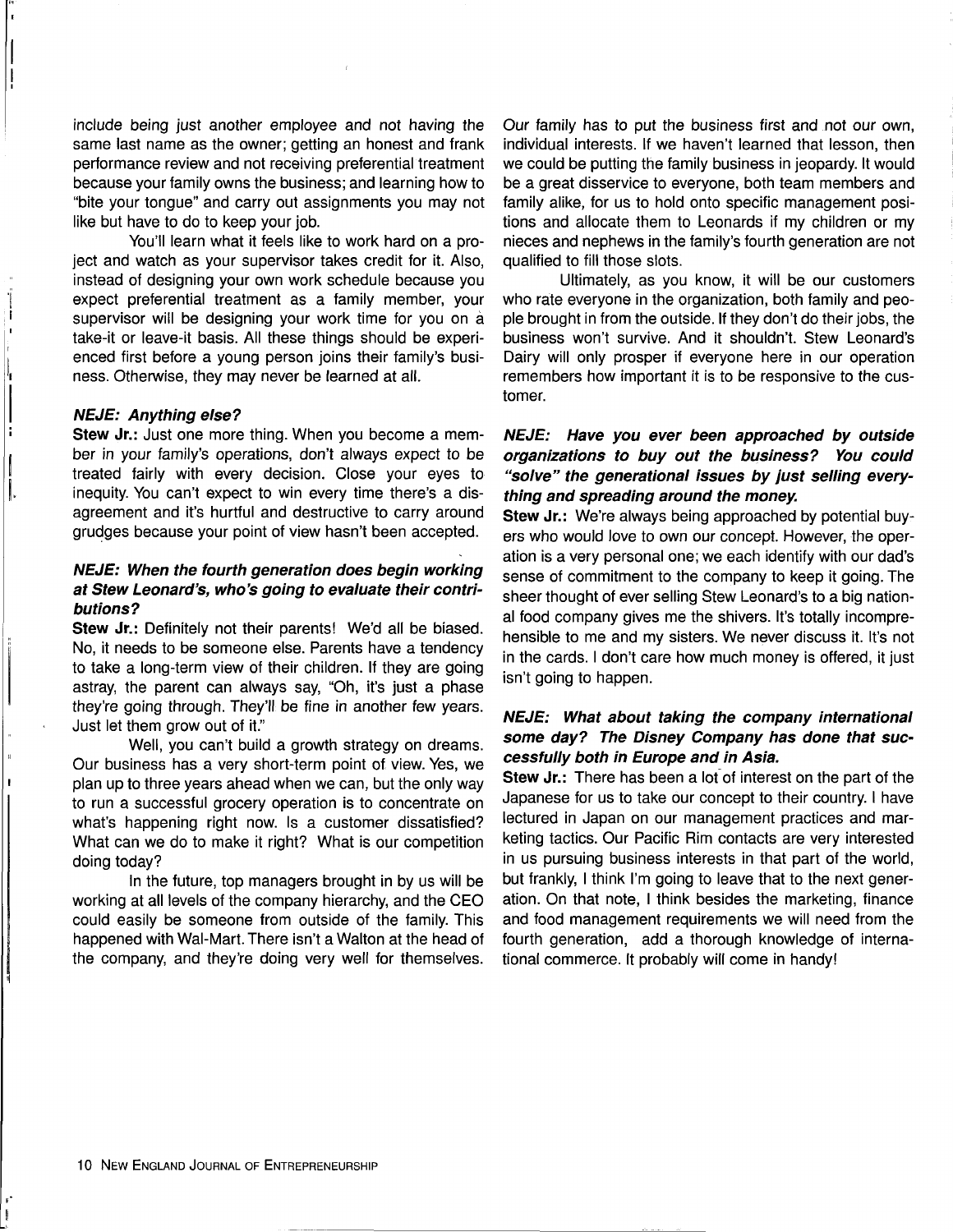include being just another employee and not having the same last name as the owner; getting an honest and frank performance review and not receiving preferential treatment because your family owns the business; and learning how to "bite your tongue" and carry out assignments you may not like but have to do to keep your job.

You'll learn what it feels like to work hard on a project and watch as your supervisor takes credit for it. Also, instead of designing your own work schedule because you expect preferential treatment as a family member, your supervisor will be designing your work time for you on a take-it or leave-it basis. All these things should be experienced first before a young person joins their family's business. Otherwise, they may never be learned at all.

***NEJE: Anything else?***

**Stew Jr.:** Just one more thing. When you become a member in your family's operations, don't always expect to be treated fairly with every decision. Close your eyes to inequity. You can't expect to win every time there's a disagreement and it's hurtful and destructive to carry around grudges because your point of view hasn't been accepted.

***NEJE: When the fourth generation does begin working at Stew Leonard's, who's going to evaluate their contributions?***

**Stew Jr.:** Definitely not their parents! We'd all be biased. No, it needs to be someone else. Parents have a tendency to take a long-term view of their children. If they are going astray, the parent can always say, "Oh, it's just a phase they're going through. They'll be fine in another few years. Just let them grow out of it."

Well, you can't build a growth strategy on dreams. Our business has a very short-term point of view. Yes, we plan up to three years ahead when we can, but the only way to run a successful grocery operation is to concentrate on what's happening right now. Is a customer dissatisfied? What can we do to make it right? What is our competition doing today?

In the future, top managers brought in by us will be working at all levels of the company hierarchy, and the CEO could easily be someone from outside of the family. This happened with Wal-Mart. There isn't a Walton at the head of the company, and they're doing very well for themselves. Our family has to put the business first and not our own, individual interests. If we haven't learned that lesson, then we could be putting the family business in jeopardy. It would be a great disservice to everyone, both team members and family alike, for us to hold onto specific management positions and allocate them to Leonards if my children or my nieces and nephews in the family's fourth generation are not qualified to fill those slots.

Ultimately, as you know, it will be our customers who rate everyone in the organization, both family and people brought in from the outside. If they don't do their jobs, the business won't survive. And it shouldn't. Stew Leonard's Dairy will only prosper if everyone here in our operation remembers how important it is to be responsive to the customer.

***NEJE: Have you ever been approached by outside organizations to buy out the business? You could "solve" the generational issues by just selling everything and spreading around the money.***

**Stew Jr.:** We're always being approached by potential buyers who would love to own our concept. However, the operation is a very personal one; we each identify with our dad's sense of commitment to the company to keep it going. The sheer thought of ever selling Stew Leonard's to a big national food company gives me the shivers. It's totally incomprehensible to me and my sisters. We never discuss it. It's not in the cards. I don't care how much money is offered, it just isn't going to happen.

***NEJE: What about taking the company international some day? The Disney Company has done that successfully both in Europe and in Asia.***

**Stew Jr.:** There has been a lot of interest on the part of the Japanese for us to take our concept to their country. I have lectured in Japan on our management practices and marketing tactics. Our Pacific Rim contacts are very interested in us pursuing business interests in that part of the world, but frankly, I think I'm going to leave that to the next generation. On that note, I think besides the marketing, finance and food management requirements we will need from the fourth generation, add a thorough knowledge of international commerce. It probably will come in handy!